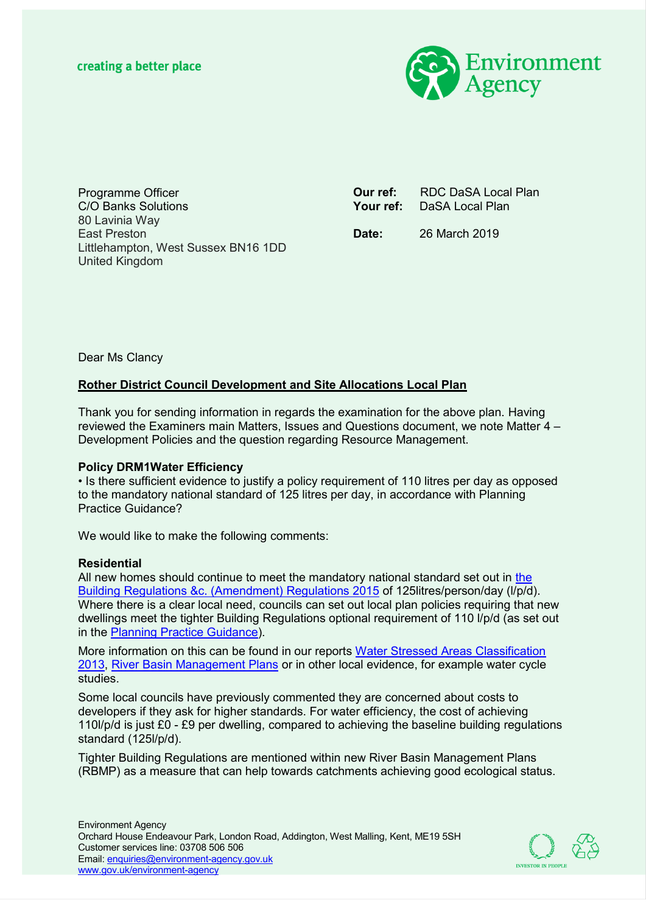creating a better place

Environment Agency

Programme Officer
C/O Banks Solutions
80 Lavinia Way
East Preston
Littlehampton, West Sussex BN16 1DD
United Kingdom

**Our ref:** RDC DaSA Local Plan
**Your ref:** DaSA Local Plan

**Date:** 26 March 2019

Dear Ms Clancy

**Rother District Council Development and Site Allocations Local Plan**

Thank you for sending information in regards the examination for the above plan. Having reviewed the Examiners main Matters, Issues and Questions document, we note Matter 4 – Development Policies and the question regarding Resource Management.

**Policy DRM1Water Efficiency**

- Is there sufficient evidence to justify a policy requirement of 110 litres per day as opposed to the mandatory national standard of 125 litres per day, in accordance with Planning Practice Guidance?

We would like to make the following comments:

**Residential**

All new homes should continue to meet the mandatory national standard set out in the Building Regulations &c. (Amendment) Regulations 2015 of 125litres/person/day (l/p/d). Where there is a clear local need, councils can set out local plan policies requiring that new dwellings meet the tighter Building Regulations optional requirement of 110 l/p/d (as set out in the Planning Practice Guidance).

More information on this can be found in our reports Water Stressed Areas Classification 2013, River Basin Management Plans or in other local evidence, for example water cycle studies.

Some local councils have previously commented they are concerned about costs to developers if they ask for higher standards. For water efficiency, the cost of achieving 110l/p/d is just £0 - £9 per dwelling, compared to achieving the baseline building regulations standard (125l/p/d).

Tighter Building Regulations are mentioned within new River Basin Management Plans (RBMP) as a measure that can help towards catchments achieving good ecological status.

Environment Agency
Orchard House Endeavour Park, London Road, Addington, West Malling, Kent, ME19 5SH
Customer services line: 03708 506 506
Email: enquiries@environment-agency.gov.uk
www.gov.uk/environment-agency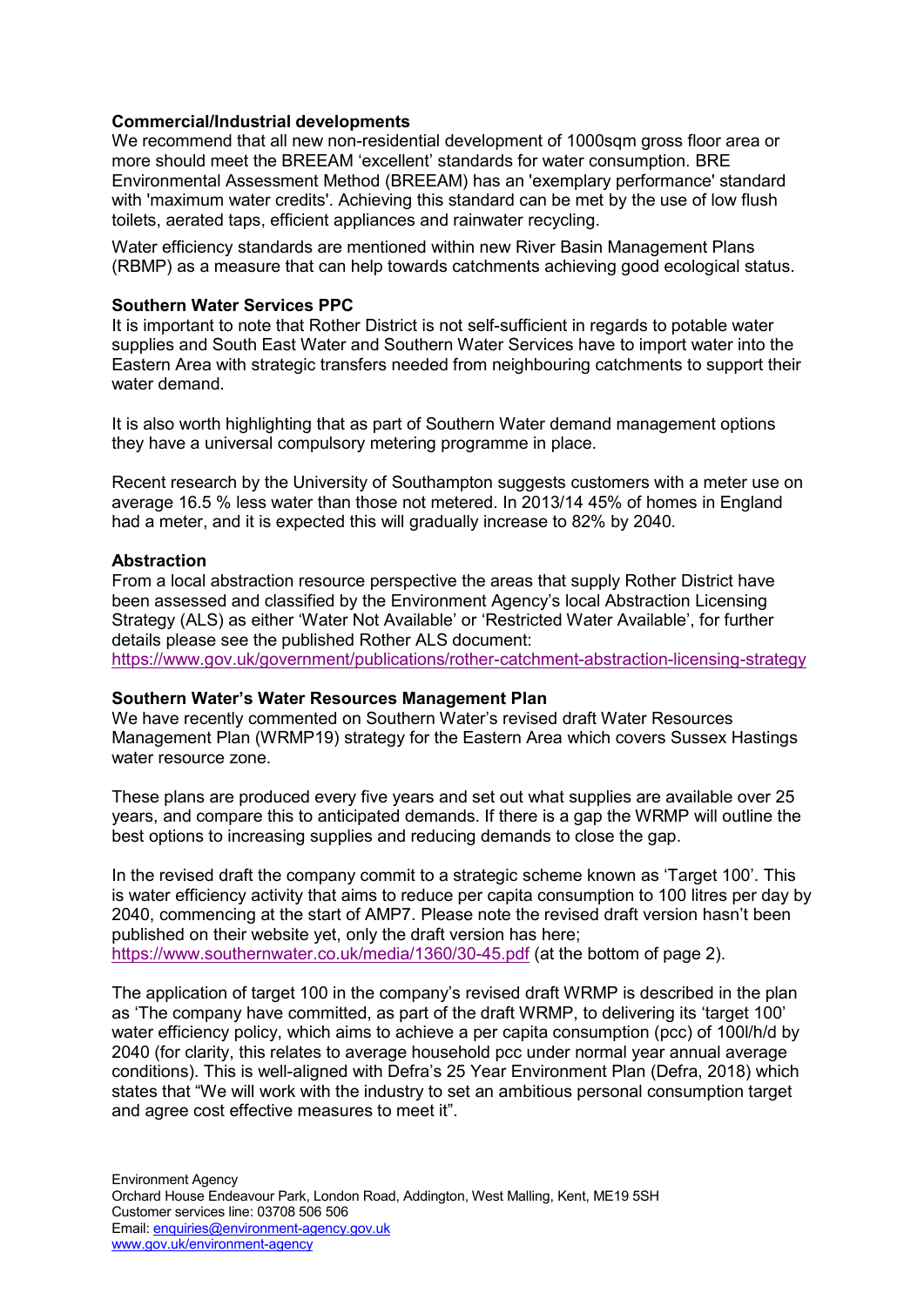**Commercial/Industrial developments**

We recommend that all new non-residential development of 1000sqm gross floor area or more should meet the BREEAM 'excellent' standards for water consumption. BRE Environmental Assessment Method (BREEAM) has an 'exemplary performance' standard with 'maximum water credits'. Achieving this standard can be met by the use of low flush toilets, aerated taps, efficient appliances and rainwater recycling.

Water efficiency standards are mentioned within new River Basin Management Plans (RBMP) as a measure that can help towards catchments achieving good ecological status.

**Southern Water Services PPC**

It is important to note that Rother District is not self-sufficient in regards to potable water supplies and South East Water and Southern Water Services have to import water into the Eastern Area with strategic transfers needed from neighbouring catchments to support their water demand.

It is also worth highlighting that as part of Southern Water demand management options they have a universal compulsory metering programme in place.

Recent research by the University of Southampton suggests customers with a meter use on average 16.5 % less water than those not metered. In 2013/14 45% of homes in England had a meter, and it is expected this will gradually increase to 82% by 2040.

**Abstraction**

From a local abstraction resource perspective the areas that supply Rother District have been assessed and classified by the Environment Agency's local Abstraction Licensing Strategy (ALS) as either 'Water Not Available' or 'Restricted Water Available', for further details please see the published Rother ALS document:
https://www.gov.uk/government/publications/rother-catchment-abstraction-licensing-strategy

**Southern Water's Water Resources Management Plan**

We have recently commented on Southern Water's revised draft Water Resources Management Plan (WRMP19) strategy for the Eastern Area which covers Sussex Hastings water resource zone.

These plans are produced every five years and set out what supplies are available over 25 years, and compare this to anticipated demands. If there is a gap the WRMP will outline the best options to increasing supplies and reducing demands to close the gap.

In the revised draft the company commit to a strategic scheme known as 'Target 100'. This is water efficiency activity that aims to reduce per capita consumption to 100 litres per day by 2040, commencing at the start of AMP7. Please note the revised draft version hasn't been published on their website yet, only the draft version has here;
https://www.southernwater.co.uk/media/1360/30-45.pdf (at the bottom of page 2).

The application of target 100 in the company's revised draft WRMP is described in the plan as 'The company have committed, as part of the draft WRMP, to delivering its 'target 100' water efficiency policy, which aims to achieve a per capita consumption (pcc) of 100l/h/d by 2040 (for clarity, this relates to average household pcc under normal year annual average conditions). This is well-aligned with Defra's 25 Year Environment Plan (Defra, 2018) which states that "We will work with the industry to set an ambitious personal consumption target and agree cost effective measures to meet it".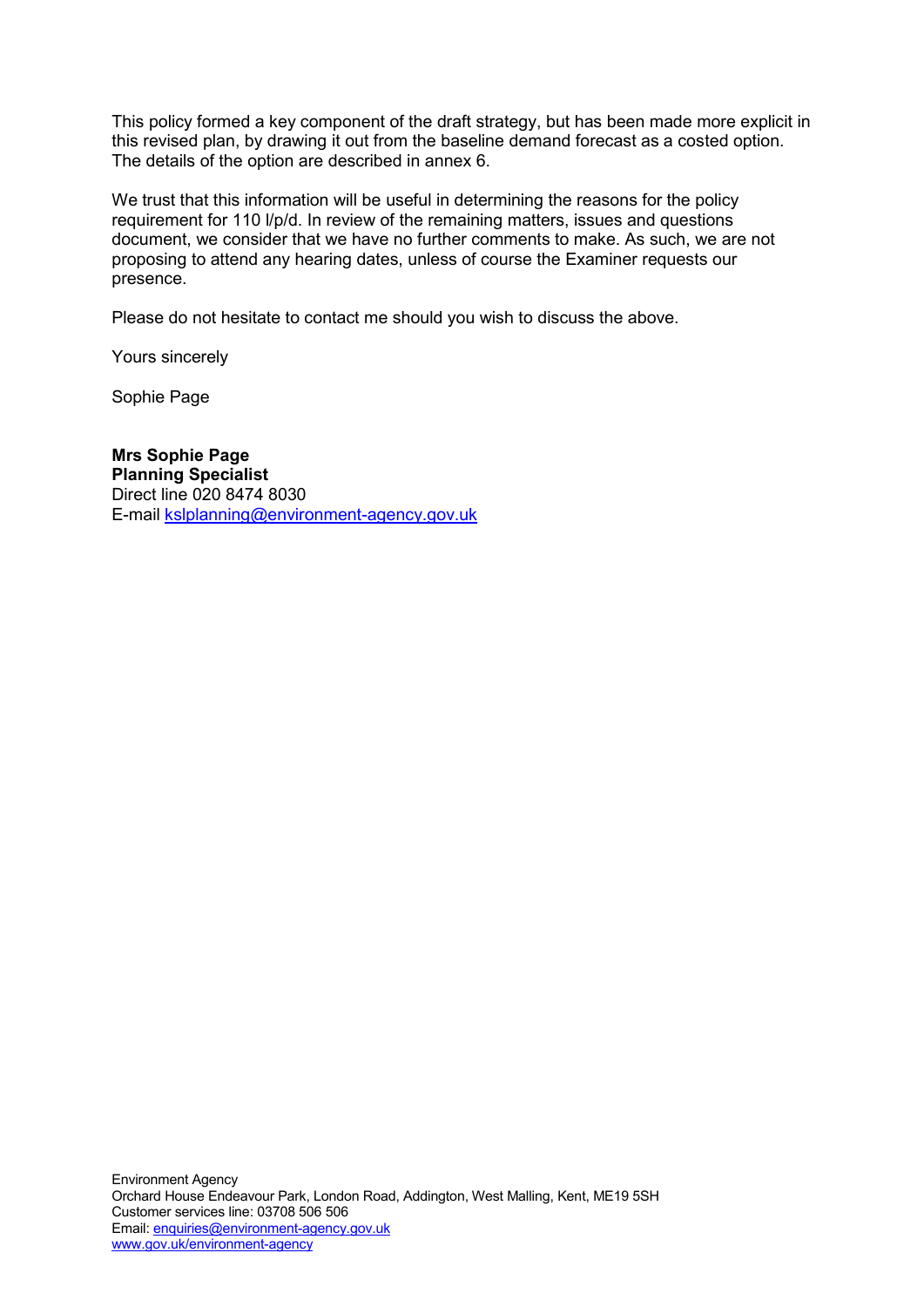This policy formed a key component of the draft strategy, but has been made more explicit in this revised plan, by drawing it out from the baseline demand forecast as a costed option. The details of the option are described in annex 6.

We trust that this information will be useful in determining the reasons for the policy requirement for 110 l/p/d. In review of the remaining matters, issues and questions document, we consider that we have no further comments to make. As such, we are not proposing to attend any hearing dates, unless of course the Examiner requests our presence.

Please do not hesitate to contact me should you wish to discuss the above.

Yours sincerely

Sophie Page

**Mrs Sophie Page**
**Planning Specialist**
Direct line 020 8474 8030
E-mail kslplanning@environment-agency.gov.uk

Environment Agency
Orchard House Endeavour Park, London Road, Addington, West Malling, Kent, ME19 5SH
Customer services line: 03708 506 506
Email: enquiries@environment-agency.gov.uk
www.gov.uk/environment-agency